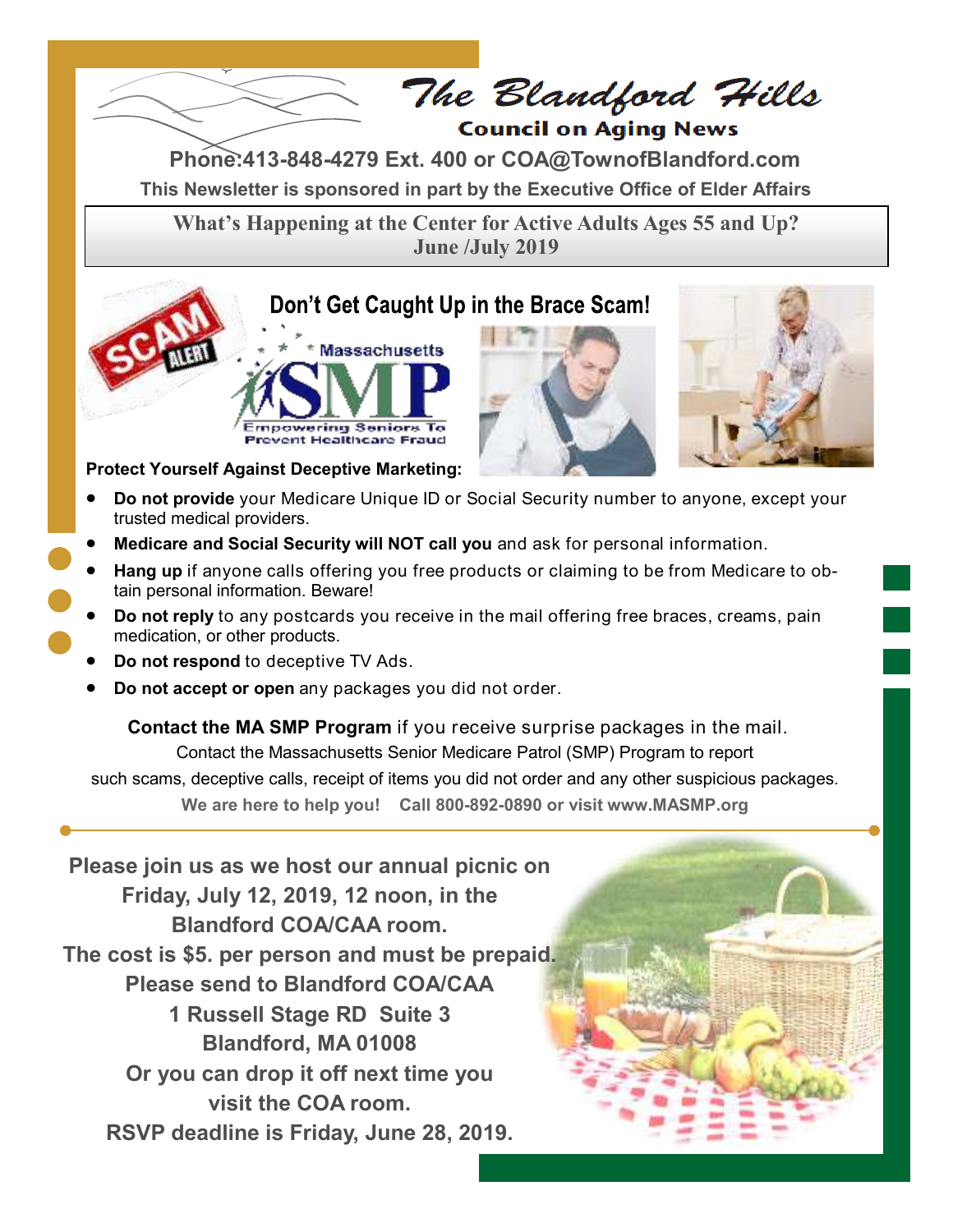# The Blandford Hills

## Council on Aging News

**Phone:413-848-4279 Ext. 400 or COA@TownofBlandford.com**

**This Newsletter is sponsored in part by the Executive Office of Elder Affairs**

**What's Happening at the Center for Active Adults Ages 55 and Up?**
**June /July 2019**

## Don't Get Caught Up in the Brace Scam!

Massachusetts SMP
Empowering Seniors To Prevent Healthcare Fraud

**Protect Yourself Against Deceptive Marketing:**

- **Do not provide** your Medicare Unique ID or Social Security number to anyone, except your trusted medical providers.
- **Medicare and Social Security will NOT call you** and ask for personal information.
- **Hang up** if anyone calls offering you free products or claiming to be from Medicare to obtain personal information. Beware!
- **Do not reply** to any postcards you receive in the mail offering free braces, creams, pain medication, or other products.
- **Do not respond** to deceptive TV Ads.
- **Do not accept or open** any packages you did not order.

**Contact the MA SMP Program** if you receive surprise packages in the mail.
Contact the Massachusetts Senior Medicare Patrol (SMP) Program to report such scams, deceptive calls, receipt of items you did not order and any other suspicious packages.

**We are here to help you! Call 800-892-0890 or visit www.MASMP.org**

---

**Please join us as we host our annual picnic on Friday, July 12, 2019, 12 noon, in the Blandford COA/CAA room.**
**The cost is $5. per person and must be prepaid.**
**Please send to Blandford COA/CAA**
**1 Russell Stage RD Suite 3**
**Blandford, MA 01008**
**Or you can drop it off next time you visit the COA room.**
**RSVP deadline is Friday, June 28, 2019.**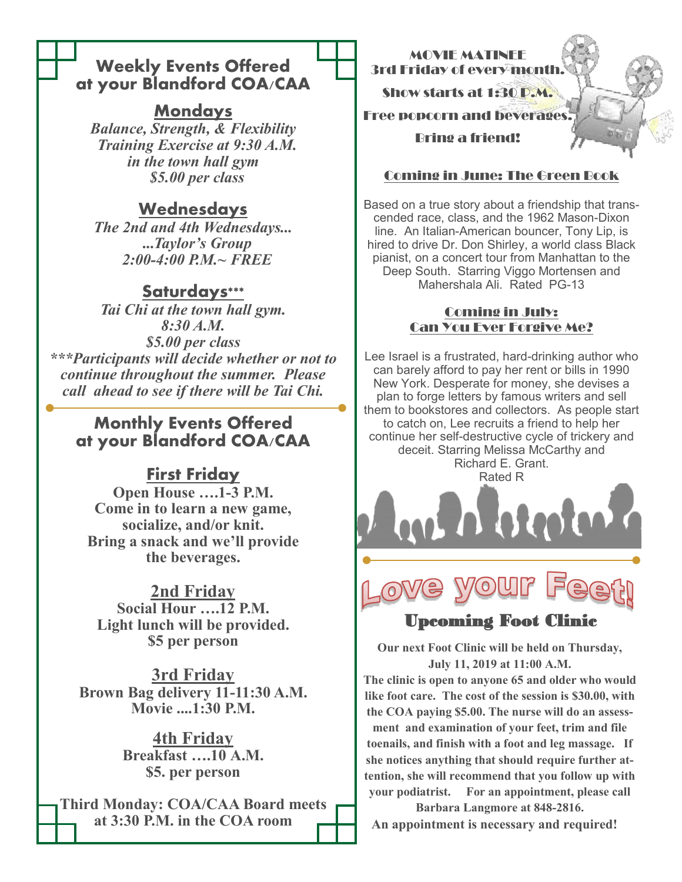## Weekly Events Offered at your Blandford COA/CAA

### Mondays

*Balance, Strength, & Flexibility Training Exercise at 9:30 A.M. in the town hall gym*
*$5.00 per class*

### Wednesdays

*The 2nd and 4th Wednesdays...*
*...Taylor's Group*
*2:00-4:00 P.M.~ FREE*

### Saturdays***

*Tai Chi at the town hall gym.*
*8:30 A.M.*
*$5.00 per class*
****Participants will decide whether or not to continue throughout the summer. Please call ahead to see if there will be Tai Chi.*

## Monthly Events Offered at your Blandford COA/CAA

### First Friday

**Open House ….1-3 P.M.**
**Come in to learn a new game, socialize, and/or knit.**
**Bring a snack and we'll provide the beverages.**

### 2nd Friday

**Social Hour ….12 P.M.**
**Light lunch will be provided.**
**$5 per person**

### 3rd Friday

**Brown Bag delivery 11-11:30 A.M.**
**Movie ....1:30 P.M.**

### 4th Friday

**Breakfast ….10 A.M.**
**$5. per person**

**Third Monday: COA/CAA Board meets at 3:30 P.M. in the COA room**

## MOVIE MATINEE

3rd Friday of every month.

Show starts at 1:30 P.M.

Free popcorn and beverages.

Bring a friend!

### Coming in June: The Green Book

Based on a true story about a friendship that transcended race, class, and the 1962 Mason-Dixon line. An Italian-American bouncer, Tony Lip, is hired to drive Dr. Don Shirley, a world class Black pianist, on a concert tour from Manhattan to the Deep South. Starring Viggo Mortensen and Mahershala Ali. Rated PG-13

### Coming in July: Can You Ever Forgive Me?

Lee Israel is a frustrated, hard-drinking author who can barely afford to pay her rent or bills in 1990 New York. Desperate for money, she devises a plan to forge letters by famous writers and sell them to bookstores and collectors. As people start to catch on, Lee recruits a friend to help her continue her self-destructive cycle of trickery and deceit. Starring Melissa McCarthy and Richard E. Grant.
Rated R

## Love your Feet!

### Upcoming Foot Clinic

**Our next Foot Clinic will be held on Thursday, July 11, 2019 at 11:00 A.M.**
**The clinic is open to anyone 65 and older who would like foot care. The cost of the session is $30.00, with the COA paying $5.00. The nurse will do an assessment and examination of your feet, trim and file toenails, and finish with a foot and leg massage. If she notices anything that should require further attention, she will recommend that you follow up with your podiatrist. For an appointment, please call Barbara Langmore at 848-2816.**
**An appointment is necessary and required!**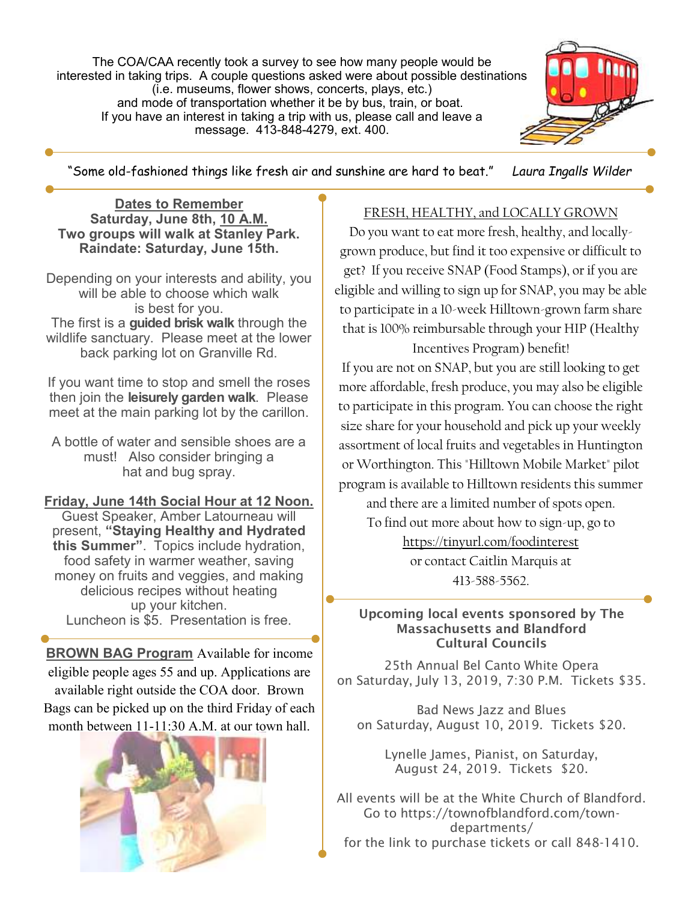The COA/CAA recently took a survey to see how many people would be interested in taking trips. A couple questions asked were about possible destinations (i.e. museums, flower shows, concerts, plays, etc.) and mode of transportation whether it be by bus, train, or boat. If you have an interest in taking a trip with us, please call and leave a message. 413-848-4279, ext. 400.

"Some old-fashioned things like fresh air and sunshine are hard to beat." *Laura Ingalls Wilder*

**Dates to Remember**
**Saturday, June 8th, 10 A.M.**
**Two groups will walk at Stanley Park.**
**Raindate: Saturday, June 15th.**

Depending on your interests and ability, you will be able to choose which walk is best for you.
The first is a **guided brisk walk** through the wildlife sanctuary. Please meet at the lower back parking lot on Granville Rd.

If you want time to stop and smell the roses then join the **leisurely garden walk**. Please meet at the main parking lot by the carillon.

A bottle of water and sensible shoes are a must! Also consider bringing a hat and bug spray.

**Friday, June 14th Social Hour at 12 Noon.**
Guest Speaker, Amber Latourneau will present, **"Staying Healthy and Hydrated this Summer"**. Topics include hydration, food safety in warmer weather, saving money on fruits and veggies, and making delicious recipes without heating up your kitchen.
Luncheon is $5. Presentation is free.

**BROWN BAG Program** Available for income eligible people ages 55 and up. Applications are available right outside the COA door. Brown Bags can be picked up on the third Friday of each month between 11-11:30 A.M. at our town hall.

FRESH, HEALTHY, and LOCALLY GROWN

Do you want to eat more fresh, healthy, and locally-grown produce, but find it too expensive or difficult to get? If you receive SNAP (Food Stamps), or if you are eligible and willing to sign up for SNAP, you may be able to participate in a 10-week Hilltown-grown farm share that is 100% reimbursable through your HIP (Healthy Incentives Program) benefit!
If you are not on SNAP, but you are still looking to get more affordable, fresh produce, you may also be eligible to participate in this program. You can choose the right size share for your household and pick up your weekly assortment of local fruits and vegetables in Huntington or Worthington. This "Hilltown Mobile Market" pilot program is available to Hilltown residents this summer and there are a limited number of spots open.
To find out more about how to sign-up, go to https://tinyurl.com/foodinterest or contact Caitlin Marquis at 413-588-5562.

**Upcoming local events sponsored by The Massachusetts and Blandford Cultural Councils**

25th Annual Bel Canto White Opera on Saturday, July 13, 2019, 7:30 P.M. Tickets $35.

Bad News Jazz and Blues on Saturday, August 10, 2019. Tickets $20.

Lynelle James, Pianist, on Saturday, August 24, 2019. Tickets $20.

All events will be at the White Church of Blandford. Go to https://townofblandford.com/town-departments/ for the link to purchase tickets or call 848-1410.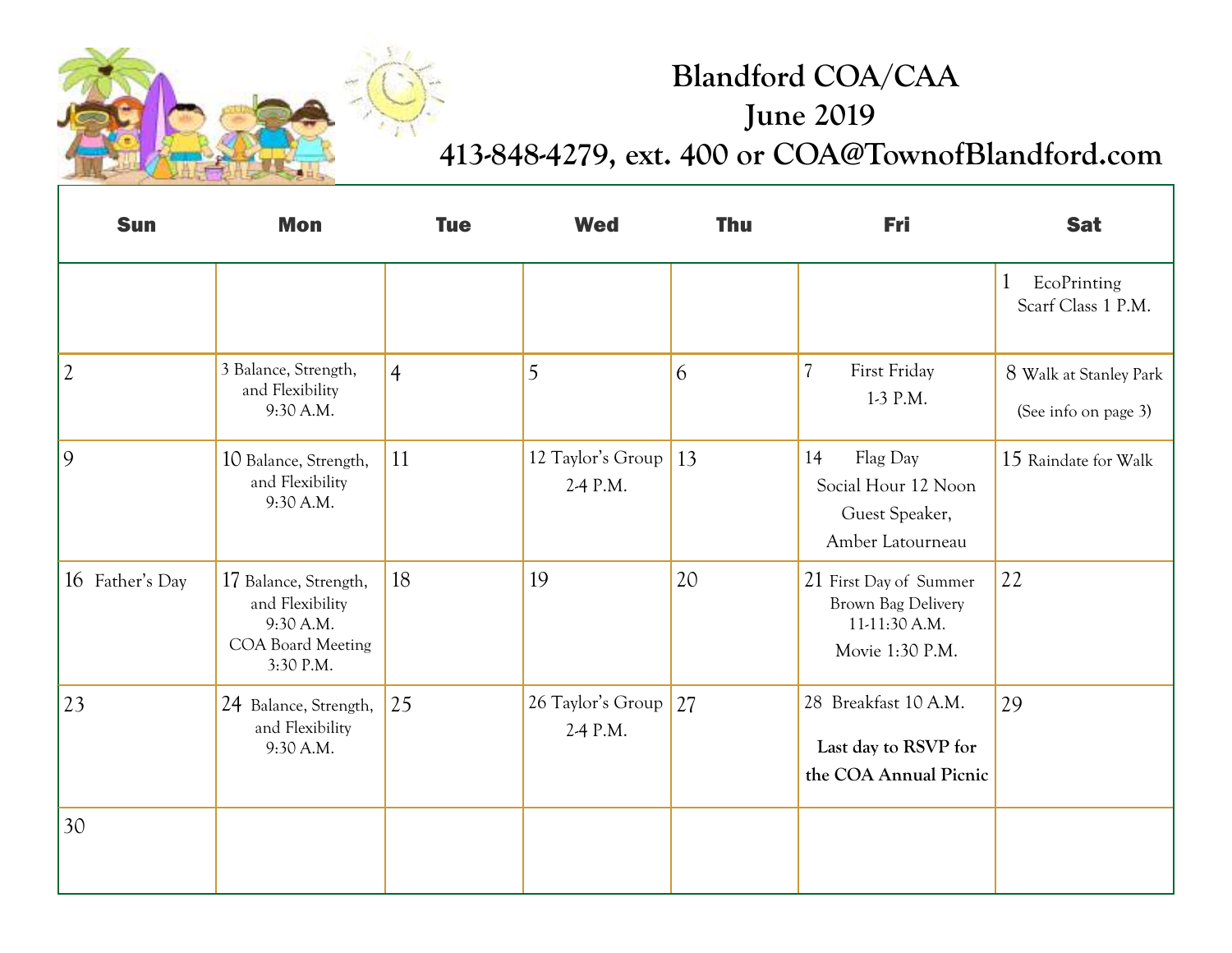# Blandford COA/CAA
## June 2019
## 413-848-4279, ext. 400 or COA@TownofBlandford.com

| Sun | Mon | Tue | Wed | Thu | Fri | Sat |
|---|---|---|---|---|---|---|
| | | | | | | 1 EcoPrinting Scarf Class 1 P.M. |
| 2 | 3 Balance, Strength, and Flexibility 9:30 A.M. | 4 | 5 | 6 | 7 First Friday 1-3 P.M. | 8 Walk at Stanley Park (See info on page 3) |
| 9 | 10 Balance, Strength, and Flexibility 9:30 A.M. | 11 | 12 Taylor's Group 2-4 P.M. | 13 | 14 Flag Day Social Hour 12 Noon Guest Speaker, Amber Latourneau | 15 Raindate for Walk |
| 16 Father's Day | 17 Balance, Strength, and Flexibility 9:30 A.M. COA Board Meeting 3:30 P.M. | 18 | 19 | 20 | 21 First Day of Summer Brown Bag Delivery 11-11:30 A.M. Movie 1:30 P.M. | 22 |
| 23 | 24 Balance, Strength, and Flexibility 9:30 A.M. | 25 | 26 Taylor's Group 2-4 P.M. | 27 | 28 Breakfast 10 A.M. **Last day to RSVP for the COA Annual Picnic** | 29 |
| 30 | | | | | | |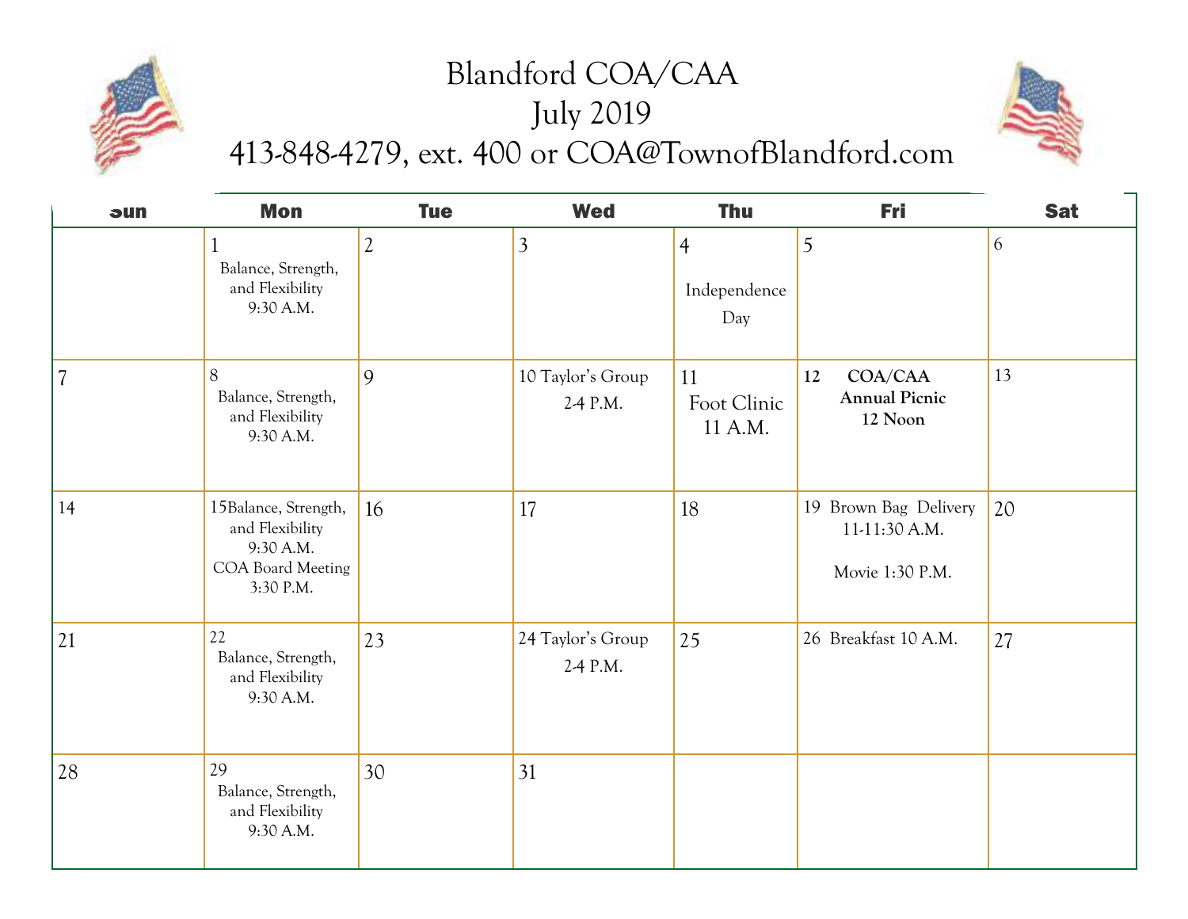# Blandford COA/CAA
## July 2019
## 413-848-4279, ext. 400 or COA@TownofBlandford.com

| Sun | Mon | Tue | Wed | Thu | Fri | Sat |
|---|---|---|---|---|---|---|
| | 1 Balance, Strength, and Flexibility 9:30 A.M. | 2 | 3 | 4 Independence Day | 5 | 6 |
| 7 | 8 Balance, Strength, and Flexibility 9:30 A.M. | 9 | 10 Taylor's Group 2-4 P.M. | 11 Foot Clinic 11 A.M. | **12 COA/CAA Annual Picnic 12 Noon** | 13 |
| 14 | 15 Balance, Strength, and Flexibility 9:30 A.M. COA Board Meeting 3:30 P.M. | 16 | 17 | 18 | 19 Brown Bag Delivery 11-11:30 A.M. Movie 1:30 P.M. | 20 |
| 21 | 22 Balance, Strength, and Flexibility 9:30 A.M. | 23 | 24 Taylor's Group 2-4 P.M. | 25 | 26 Breakfast 10 A.M. | 27 |
| 28 | 29 Balance, Strength, and Flexibility 9:30 A.M. | 30 | 31 | | | |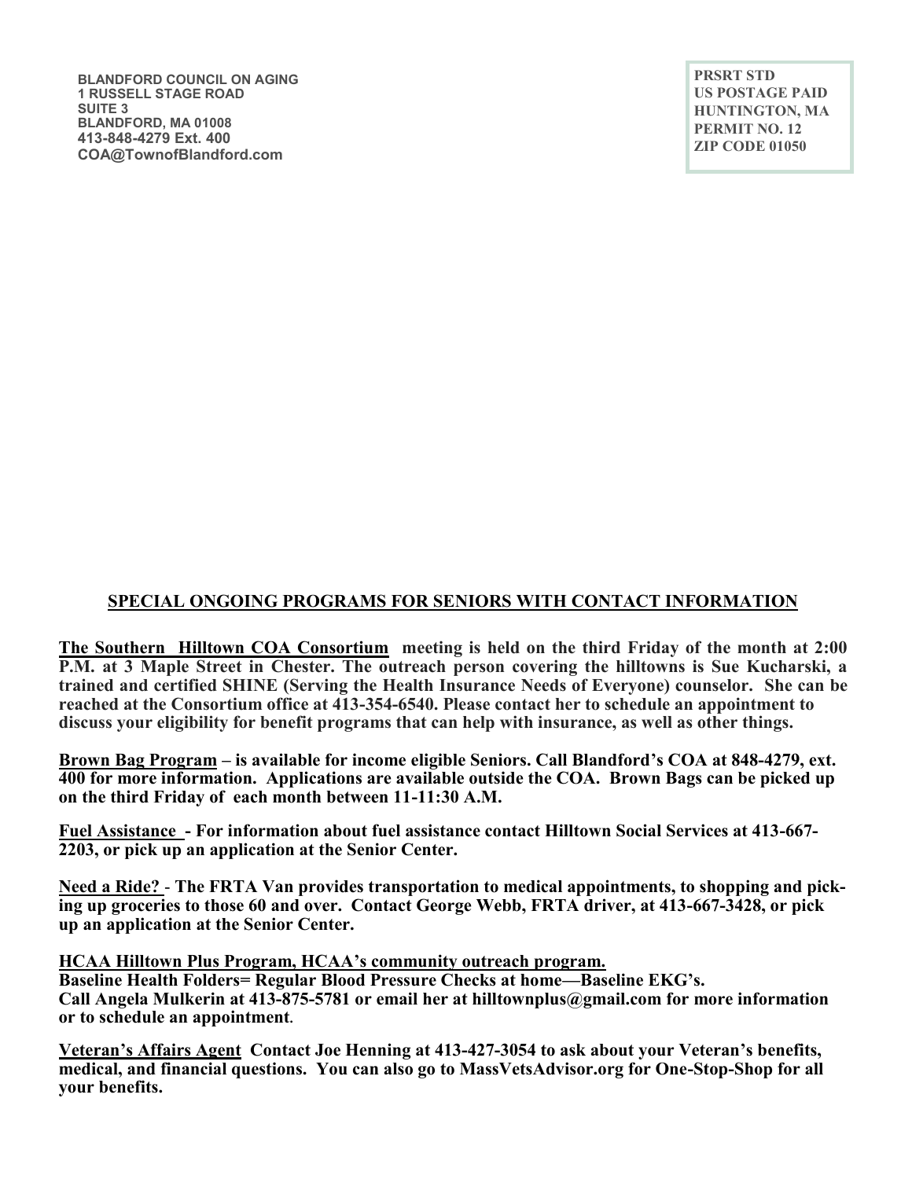**BLANDFORD COUNCIL ON AGING**
**1 RUSSELL STAGE ROAD**
**SUITE 3**
**BLANDFORD, MA 01008**
**413-848-4279 Ext. 400**
**COA@TownofBlandford.com**

**PRSRT STD**
**US POSTAGE PAID**
**HUNTINGTON, MA**
**PERMIT NO. 12**
**ZIP CODE 01050**

## SPECIAL ONGOING PROGRAMS FOR SENIORS WITH CONTACT INFORMATION

**The Southern Hilltown COA Consortium meeting is held on the third Friday of the month at 2:00 P.M. at 3 Maple Street in Chester. The outreach person covering the hilltowns is Sue Kucharski, a trained and certified SHINE (Serving the Health Insurance Needs of Everyone) counselor. She can be reached at the Consortium office at 413-354-6540. Please contact her to schedule an appointment to discuss your eligibility for benefit programs that can help with insurance, as well as other things.**

**Brown Bag Program – is available for income eligible Seniors. Call Blandford's COA at 848-4279, ext. 400 for more information. Applications are available outside the COA. Brown Bags can be picked up on the third Friday of each month between 11-11:30 A.M.**

**Fuel Assistance - For information about fuel assistance contact Hilltown Social Services at 413-667-2203, or pick up an application at the Senior Center.**

**Need a Ride? - The FRTA Van provides transportation to medical appointments, to shopping and picking up groceries to those 60 and over. Contact George Webb, FRTA driver, at 413-667-3428, or pick up an application at the Senior Center.**

**HCAA Hilltown Plus Program, HCAA's community outreach program.**
**Baseline Health Folders= Regular Blood Pressure Checks at home—Baseline EKG's.**
**Call Angela Mulkerin at 413-875-5781 or email her at hilltownplus@gmail.com for more information or to schedule an appointment.**

**Veteran's Affairs Agent Contact Joe Henning at 413-427-3054 to ask about your Veteran's benefits, medical, and financial questions. You can also go to MassVetsAdvisor.org for One-Stop-Shop for all your benefits.**